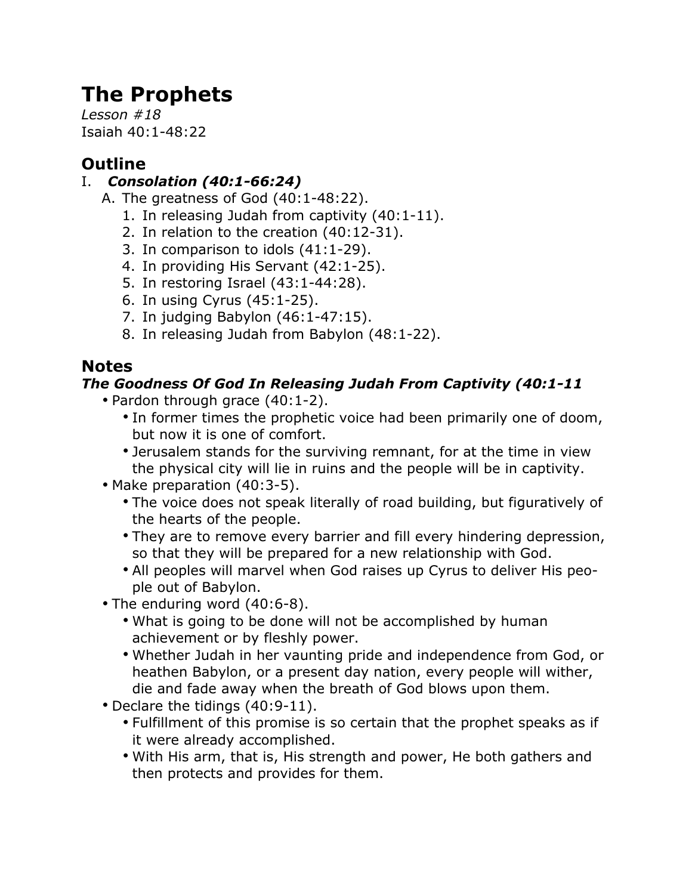# The Prophets

*Lesson #18*
Isaiah 40:1-48:22

## Outline

I. ***Consolation (40:1-66:24)***
   - A. The greatness of God (40:1-48:22).
     1. In releasing Judah from captivity (40:1-11).
     2. In relation to the creation (40:12-31).
     3. In comparison to idols (41:1-29).
     4. In providing His Servant (42:1-25).
     5. In restoring Israel (43:1-44:28).
     6. In using Cyrus (45:1-25).
     7. In judging Babylon (46:1-47:15).
     8. In releasing Judah from Babylon (48:1-22).

## Notes

### *The Goodness Of God In Releasing Judah From Captivity (40:1-11*

- Pardon through grace (40:1-2).
  - In former times the prophetic voice had been primarily one of doom, but now it is one of comfort.
  - Jerusalem stands for the surviving remnant, for at the time in view the physical city will lie in ruins and the people will be in captivity.
- Make preparation (40:3-5).
  - The voice does not speak literally of road building, but figuratively of the hearts of the people.
  - They are to remove every barrier and fill every hindering depression, so that they will be prepared for a new relationship with God.
  - All peoples will marvel when God raises up Cyrus to deliver His people out of Babylon.
- The enduring word (40:6-8).
  - What is going to be done will not be accomplished by human achievement or by fleshly power.
  - Whether Judah in her vaunting pride and independence from God, or heathen Babylon, or a present day nation, every people will wither, die and fade away when the breath of God blows upon them.
- Declare the tidings (40:9-11).
  - Fulfillment of this promise is so certain that the prophet speaks as if it were already accomplished.
  - With His arm, that is, His strength and power, He both gathers and then protects and provides for them.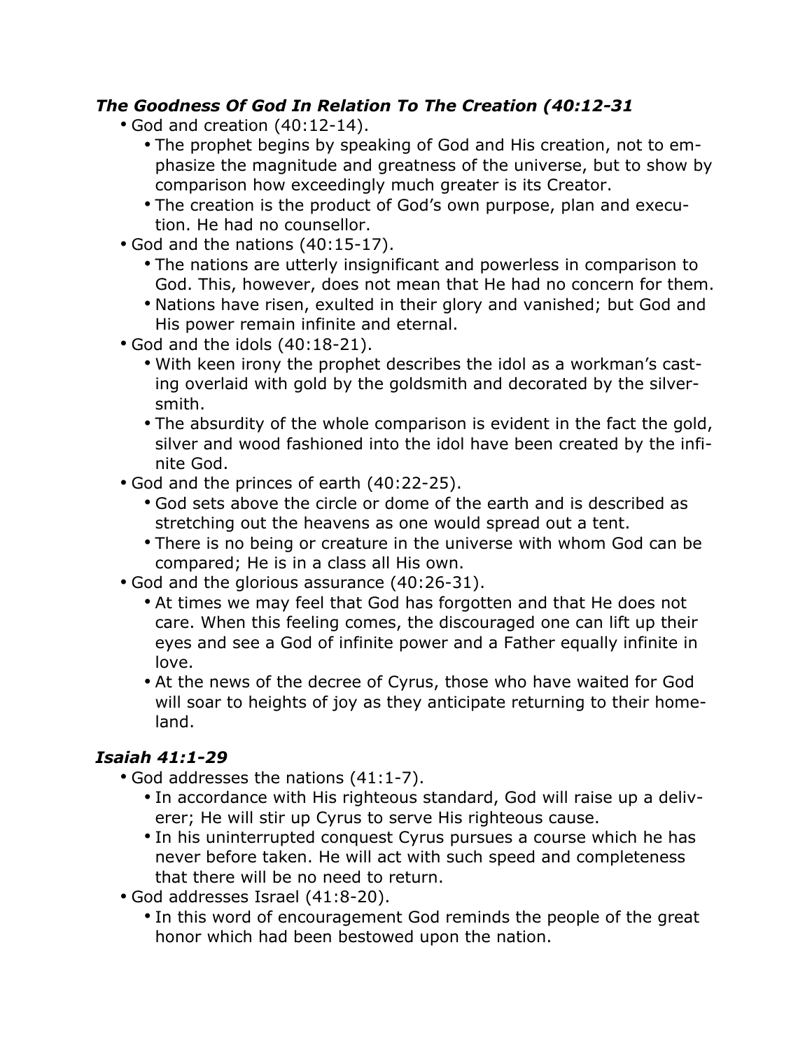### ***The Goodness Of God In Relation To The Creation (40:12-31***

- God and creation (40:12-14).
  - The prophet begins by speaking of God and His creation, not to emphasize the magnitude and greatness of the universe, but to show by comparison how exceedingly much greater is its Creator.
  - The creation is the product of God's own purpose, plan and execution. He had no counsellor.
- God and the nations (40:15-17).
  - The nations are utterly insignificant and powerless in comparison to God. This, however, does not mean that He had no concern for them.
  - Nations have risen, exulted in their glory and vanished; but God and His power remain infinite and eternal.
- God and the idols (40:18-21).
  - With keen irony the prophet describes the idol as a workman's casting overlaid with gold by the goldsmith and decorated by the silversmith.
  - The absurdity of the whole comparison is evident in the fact the gold, silver and wood fashioned into the idol have been created by the infinite God.
- God and the princes of earth (40:22-25).
  - God sets above the circle or dome of the earth and is described as stretching out the heavens as one would spread out a tent.
  - There is no being or creature in the universe with whom God can be compared; He is in a class all His own.
- God and the glorious assurance (40:26-31).
  - At times we may feel that God has forgotten and that He does not care. When this feeling comes, the discouraged one can lift up their eyes and see a God of infinite power and a Father equally infinite in love.
  - At the news of the decree of Cyrus, those who have waited for God will soar to heights of joy as they anticipate returning to their homeland.

### ***Isaiah 41:1-29***

- God addresses the nations (41:1-7).
  - In accordance with His righteous standard, God will raise up a deliverer; He will stir up Cyrus to serve His righteous cause.
  - In his uninterrupted conquest Cyrus pursues a course which he has never before taken. He will act with such speed and completeness that there will be no need to return.
- God addresses Israel (41:8-20).
  - In this word of encouragement God reminds the people of the great honor which had been bestowed upon the nation.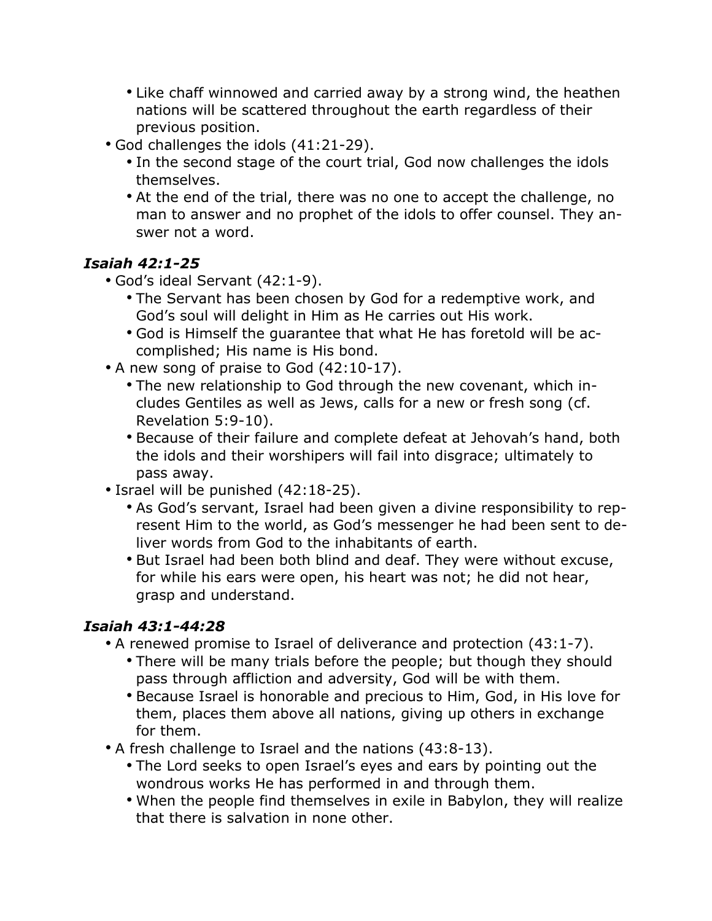- Like chaff winnowed and carried away by a strong wind, the heathen nations will be scattered throughout the earth regardless of their previous position.
- God challenges the idols (41:21-29).
    - In the second stage of the court trial, God now challenges the idols themselves.
    - At the end of the trial, there was no one to accept the challenge, no man to answer and no prophet of the idols to offer counsel. They answer not a word.

### *Isaiah 42:1-25*

- God's ideal Servant (42:1-9).
    - The Servant has been chosen by God for a redemptive work, and God's soul will delight in Him as He carries out His work.
    - God is Himself the guarantee that what He has foretold will be accomplished; His name is His bond.
- A new song of praise to God (42:10-17).
    - The new relationship to God through the new covenant, which includes Gentiles as well as Jews, calls for a new or fresh song (cf. Revelation 5:9-10).
    - Because of their failure and complete defeat at Jehovah's hand, both the idols and their worshipers will fail into disgrace; ultimately to pass away.
- Israel will be punished (42:18-25).
    - As God's servant, Israel had been given a divine responsibility to represent Him to the world, as God's messenger he had been sent to deliver words from God to the inhabitants of earth.
    - But Israel had been both blind and deaf. They were without excuse, for while his ears were open, his heart was not; he did not hear, grasp and understand.

### *Isaiah 43:1-44:28*

- A renewed promise to Israel of deliverance and protection (43:1-7).
    - There will be many trials before the people; but though they should pass through affliction and adversity, God will be with them.
    - Because Israel is honorable and precious to Him, God, in His love for them, places them above all nations, giving up others in exchange for them.
- A fresh challenge to Israel and the nations (43:8-13).
    - The Lord seeks to open Israel's eyes and ears by pointing out the wondrous works He has performed in and through them.
    - When the people find themselves in exile in Babylon, they will realize that there is salvation in none other.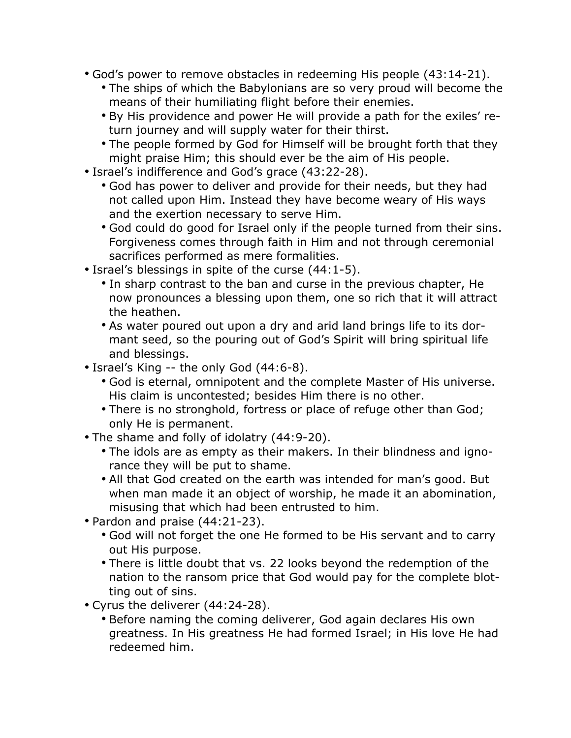- God's power to remove obstacles in redeeming His people (43:14-21).
  - The ships of which the Babylonians are so very proud will become the means of their humiliating flight before their enemies.
  - By His providence and power He will provide a path for the exiles' return journey and will supply water for their thirst.
  - The people formed by God for Himself will be brought forth that they might praise Him; this should ever be the aim of His people.
- Israel's indifference and God's grace (43:22-28).
  - God has power to deliver and provide for their needs, but they had not called upon Him. Instead they have become weary of His ways and the exertion necessary to serve Him.
  - God could do good for Israel only if the people turned from their sins. Forgiveness comes through faith in Him and not through ceremonial sacrifices performed as mere formalities.
- Israel's blessings in spite of the curse (44:1-5).
  - In sharp contrast to the ban and curse in the previous chapter, He now pronounces a blessing upon them, one so rich that it will attract the heathen.
  - As water poured out upon a dry and arid land brings life to its dormant seed, so the pouring out of God's Spirit will bring spiritual life and blessings.
- Israel's King -- the only God (44:6-8).
  - God is eternal, omnipotent and the complete Master of His universe. His claim is uncontested; besides Him there is no other.
  - There is no stronghold, fortress or place of refuge other than God; only He is permanent.
- The shame and folly of idolatry (44:9-20).
  - The idols are as empty as their makers. In their blindness and ignorance they will be put to shame.
  - All that God created on the earth was intended for man's good. But when man made it an object of worship, he made it an abomination, misusing that which had been entrusted to him.
- Pardon and praise (44:21-23).
  - God will not forget the one He formed to be His servant and to carry out His purpose.
  - There is little doubt that vs. 22 looks beyond the redemption of the nation to the ransom price that God would pay for the complete blotting out of sins.
- Cyrus the deliverer (44:24-28).
  - Before naming the coming deliverer, God again declares His own greatness. In His greatness He had formed Israel; in His love He had redeemed him.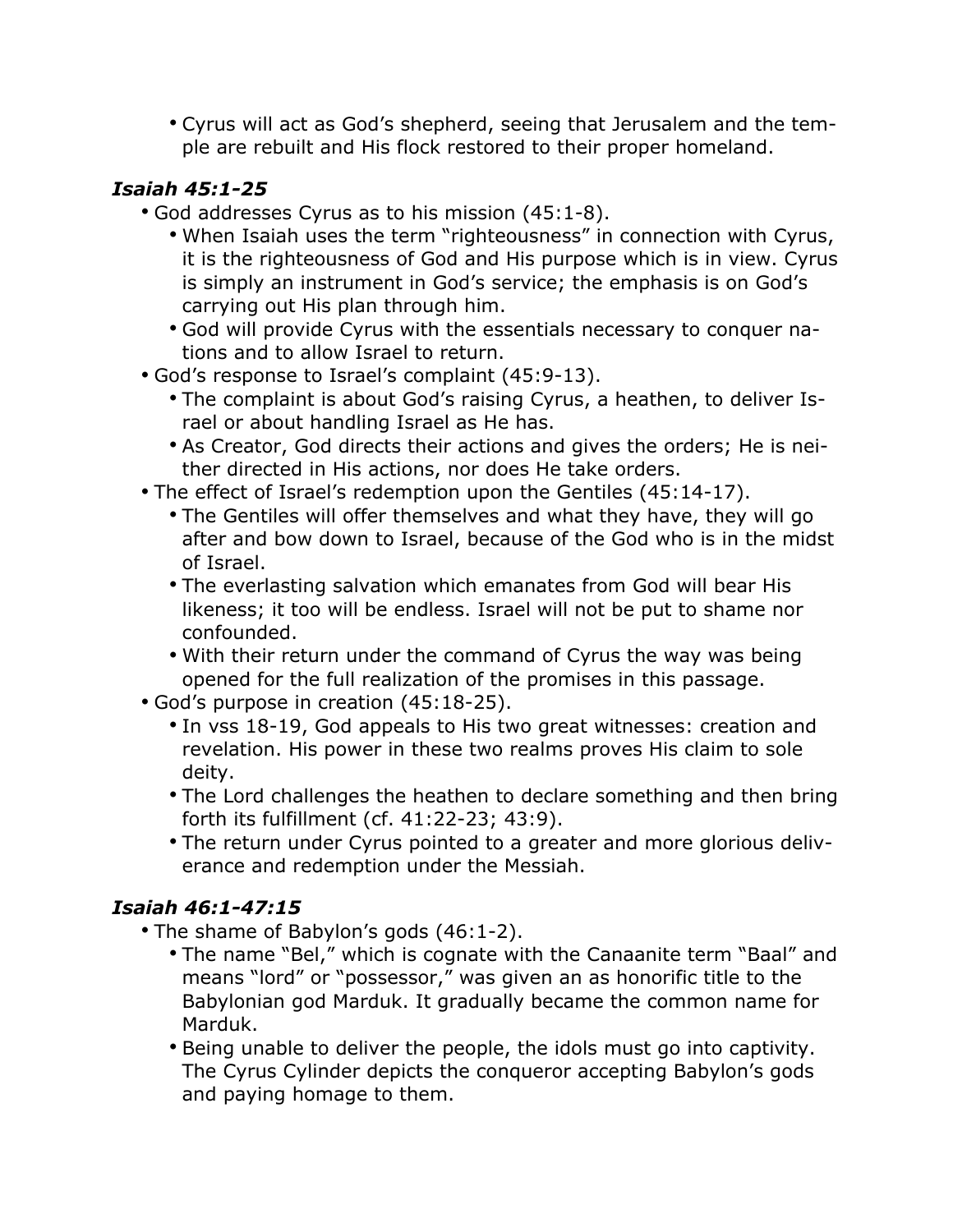- Cyrus will act as God's shepherd, seeing that Jerusalem and the temple are rebuilt and His flock restored to their proper homeland.

### *Isaiah 45:1-25*

- God addresses Cyrus as to his mission (45:1-8).
    - When Isaiah uses the term "righteousness" in connection with Cyrus, it is the righteousness of God and His purpose which is in view. Cyrus is simply an instrument in God's service; the emphasis is on God's carrying out His plan through him.
    - God will provide Cyrus with the essentials necessary to conquer nations and to allow Israel to return.
- God's response to Israel's complaint (45:9-13).
    - The complaint is about God's raising Cyrus, a heathen, to deliver Israel or about handling Israel as He has.
    - As Creator, God directs their actions and gives the orders; He is neither directed in His actions, nor does He take orders.
- The effect of Israel's redemption upon the Gentiles (45:14-17).
    - The Gentiles will offer themselves and what they have, they will go after and bow down to Israel, because of the God who is in the midst of Israel.
    - The everlasting salvation which emanates from God will bear His likeness; it too will be endless. Israel will not be put to shame nor confounded.
    - With their return under the command of Cyrus the way was being opened for the full realization of the promises in this passage.
- God's purpose in creation (45:18-25).
    - In vss 18-19, God appeals to His two great witnesses: creation and revelation. His power in these two realms proves His claim to sole deity.
    - The Lord challenges the heathen to declare something and then bring forth its fulfillment (cf. 41:22-23; 43:9).
    - The return under Cyrus pointed to a greater and more glorious deliverance and redemption under the Messiah.

### *Isaiah 46:1-47:15*

- The shame of Babylon's gods (46:1-2).
    - The name "Bel," which is cognate with the Canaanite term "Baal" and means "lord" or "possessor," was given an as honorific title to the Babylonian god Marduk. It gradually became the common name for Marduk.
    - Being unable to deliver the people, the idols must go into captivity. The Cyrus Cylinder depicts the conqueror accepting Babylon's gods and paying homage to them.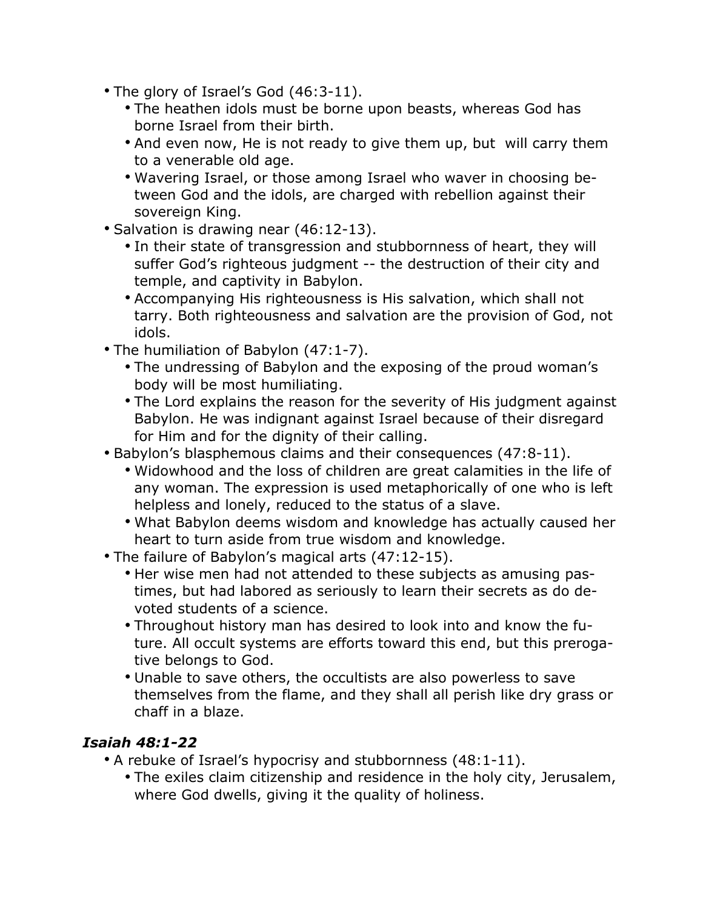- The glory of Israel's God (46:3-11).
  - The heathen idols must be borne upon beasts, whereas God has borne Israel from their birth.
  - And even now, He is not ready to give them up, but will carry them to a venerable old age.
  - Wavering Israel, or those among Israel who waver in choosing between God and the idols, are charged with rebellion against their sovereign King.
- Salvation is drawing near (46:12-13).
  - In their state of transgression and stubbornness of heart, they will suffer God's righteous judgment -- the destruction of their city and temple, and captivity in Babylon.
  - Accompanying His righteousness is His salvation, which shall not tarry. Both righteousness and salvation are the provision of God, not idols.
- The humiliation of Babylon (47:1-7).
  - The undressing of Babylon and the exposing of the proud woman's body will be most humiliating.
  - The Lord explains the reason for the severity of His judgment against Babylon. He was indignant against Israel because of their disregard for Him and for the dignity of their calling.
- Babylon's blasphemous claims and their consequences (47:8-11).
  - Widowhood and the loss of children are great calamities in the life of any woman. The expression is used metaphorically of one who is left helpless and lonely, reduced to the status of a slave.
  - What Babylon deems wisdom and knowledge has actually caused her heart to turn aside from true wisdom and knowledge.
- The failure of Babylon's magical arts (47:12-15).
  - Her wise men had not attended to these subjects as amusing pastimes, but had labored as seriously to learn their secrets as do devoted students of a science.
  - Throughout history man has desired to look into and know the future. All occult systems are efforts toward this end, but this prerogative belongs to God.
  - Unable to save others, the occultists are also powerless to save themselves from the flame, and they shall all perish like dry grass or chaff in a blaze.

### *Isaiah 48:1-22*

- A rebuke of Israel's hypocrisy and stubbornness (48:1-11).
  - The exiles claim citizenship and residence in the holy city, Jerusalem, where God dwells, giving it the quality of holiness.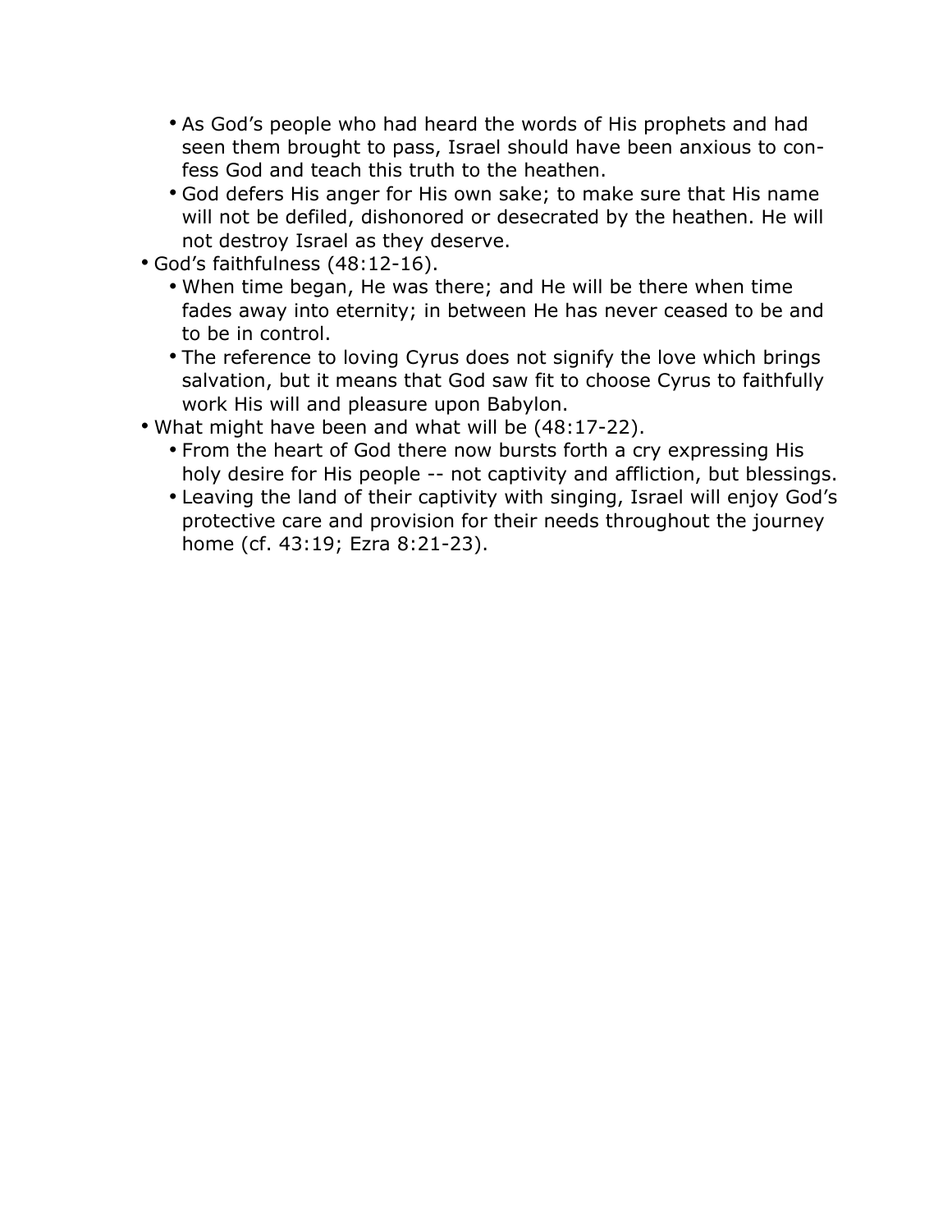- As God's people who had heard the words of His prophets and had seen them brought to pass, Israel should have been anxious to confess God and teach this truth to the heathen.
- God defers His anger for His own sake; to make sure that His name will not be defiled, dishonored or desecrated by the heathen. He will not destroy Israel as they deserve.

- God's faithfulness (48:12-16).
  - When time began, He was there; and He will be there when time fades away into eternity; in between He has never ceased to be and to be in control.
  - The reference to loving Cyrus does not signify the love which brings salvation, but it means that God saw fit to choose Cyrus to faithfully work His will and pleasure upon Babylon.
- What might have been and what will be (48:17-22).
  - From the heart of God there now bursts forth a cry expressing His holy desire for His people -- not captivity and affliction, but blessings.
  - Leaving the land of their captivity with singing, Israel will enjoy God's protective care and provision for their needs throughout the journey home (cf. 43:19; Ezra 8:21-23).